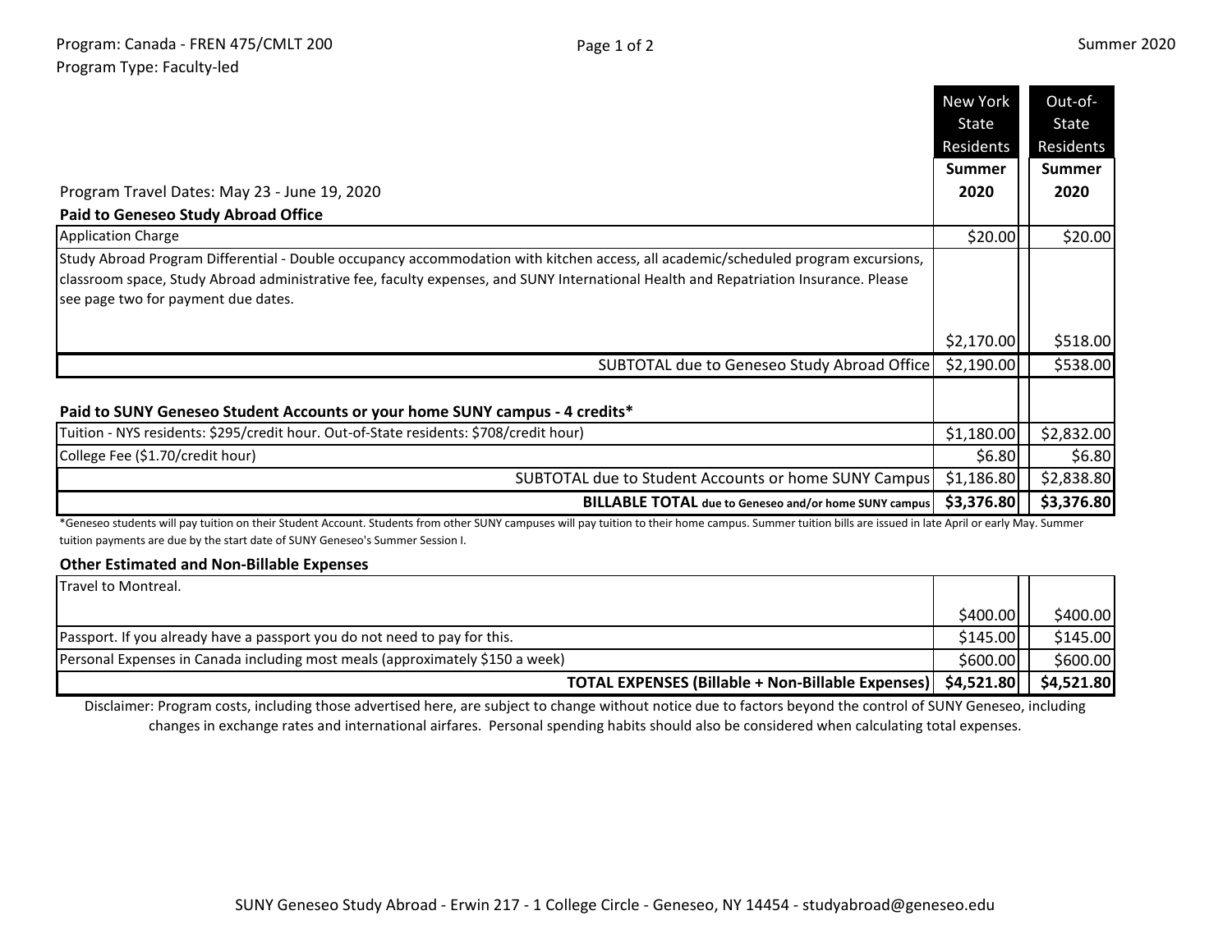Program: Canada - FREN 475/CMLT 200
Program Type: Faculty-led

Summer 2020

| | New York State Residents | Out-of-State Residents |
|---|---|---|
| Program Travel Dates: May 23 - June 19, 2020 | **Summer 2020** | **Summer 2020** |
| **Paid to Geneseo Study Abroad Office** | | |
| Application Charge | $20.00 | $20.00 |
| Study Abroad Program Differential - Double occupancy accommodation with kitchen access, all academic/scheduled program excursions, classroom space, Study Abroad administrative fee, faculty expenses, and SUNY International Health and Repatriation Insurance. Please see page two for payment due dates. | $2,170.00 | $518.00 |
| SUBTOTAL due to Geneseo Study Abroad Office | $2,190.00 | $538.00 |
| **Paid to SUNY Geneseo Student Accounts or your home SUNY campus - 4 credits*** | | |
| Tuition - NYS residents: $295/credit hour. Out-of-State residents: $708/credit hour) | $1,180.00 | $2,832.00 |
| College Fee ($1.70/credit hour) | $6.80 | $6.80 |
| SUBTOTAL due to Student Accounts or home SUNY Campus | $1,186.80 | $2,838.80 |
| **BILLABLE TOTAL due to Geneseo and/or home SUNY campus** | **$3,376.80** | **$3,376.80** |

*Geneseo students will pay tuition on their Student Account. Students from other SUNY campuses will pay tuition to their home campus. Summer tuition bills are issued in late April or early May. Summer tuition payments are due by the start date of SUNY Geneseo's Summer Session I.

**Other Estimated and Non-Billable Expenses**

| | | |
|---|---|---|
| Travel to Montreal. | $400.00 | $400.00 |
| Passport. If you already have a passport you do not need to pay for this. | $145.00 | $145.00 |
| Personal Expenses in Canada including most meals (approximately $150 a week) | $600.00 | $600.00 |
| **TOTAL EXPENSES (Billable + Non-Billable Expenses)** | **$4,521.80** | **$4,521.80** |

Disclaimer: Program costs, including those advertised here, are subject to change without notice due to factors beyond the control of SUNY Geneseo, including changes in exchange rates and international airfares. Personal spending habits should also be considered when calculating total expenses.

SUNY Geneseo Study Abroad - Erwin 217 - 1 College Circle - Geneseo, NY 14454 - studyabroad@geneseo.edu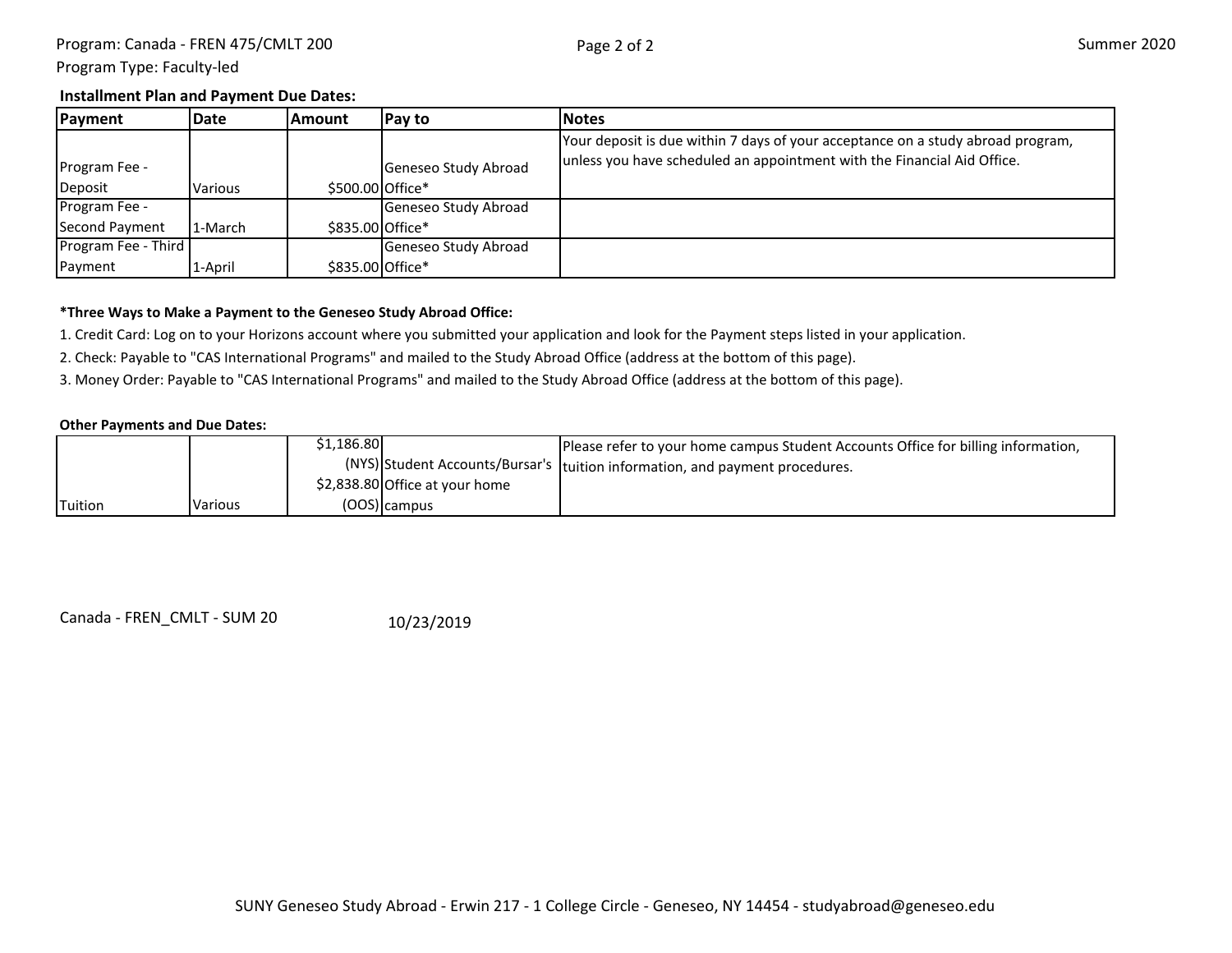**Installment Plan and Payment Due Dates:**

| Payment | Date | Amount | Pay to | Notes |
|---|---|---|---|---|
| Program Fee - Deposit | Various | $500.00 | Geneseo Study Abroad Office* | Your deposit is due within 7 days of your acceptance on a study abroad program, unless you have scheduled an appointment with the Financial Aid Office. |
| Program Fee - Second Payment | 1-March | $835.00 | Geneseo Study Abroad Office* | |
| Program Fee - Third Payment | 1-April | $835.00 | Geneseo Study Abroad Office* | |

**\*Three Ways to Make a Payment to the Geneseo Study Abroad Office:**

1. Credit Card: Log on to your Horizons account where you submitted your application and look for the Payment steps listed in your application.
2. Check: Payable to "CAS International Programs" and mailed to the Study Abroad Office (address at the bottom of this page).
3. Money Order: Payable to "CAS International Programs" and mailed to the Study Abroad Office (address at the bottom of this page).

**Other Payments and Due Dates:**

| | | | | |
|---|---|---|---|---|
| Tuition | Various | $1,186.80 (NYS) $2,838.80 (OOS) | Student Accounts/Bursar's Office at your home campus | Please refer to your home campus Student Accounts Office for billing information, tuition information, and payment procedures. |

Canada - FREN_CMLT - SUM 20

10/23/2019

SUNY Geneseo Study Abroad - Erwin 217 - 1 College Circle - Geneseo, NY 14454 - studyabroad@geneseo.edu